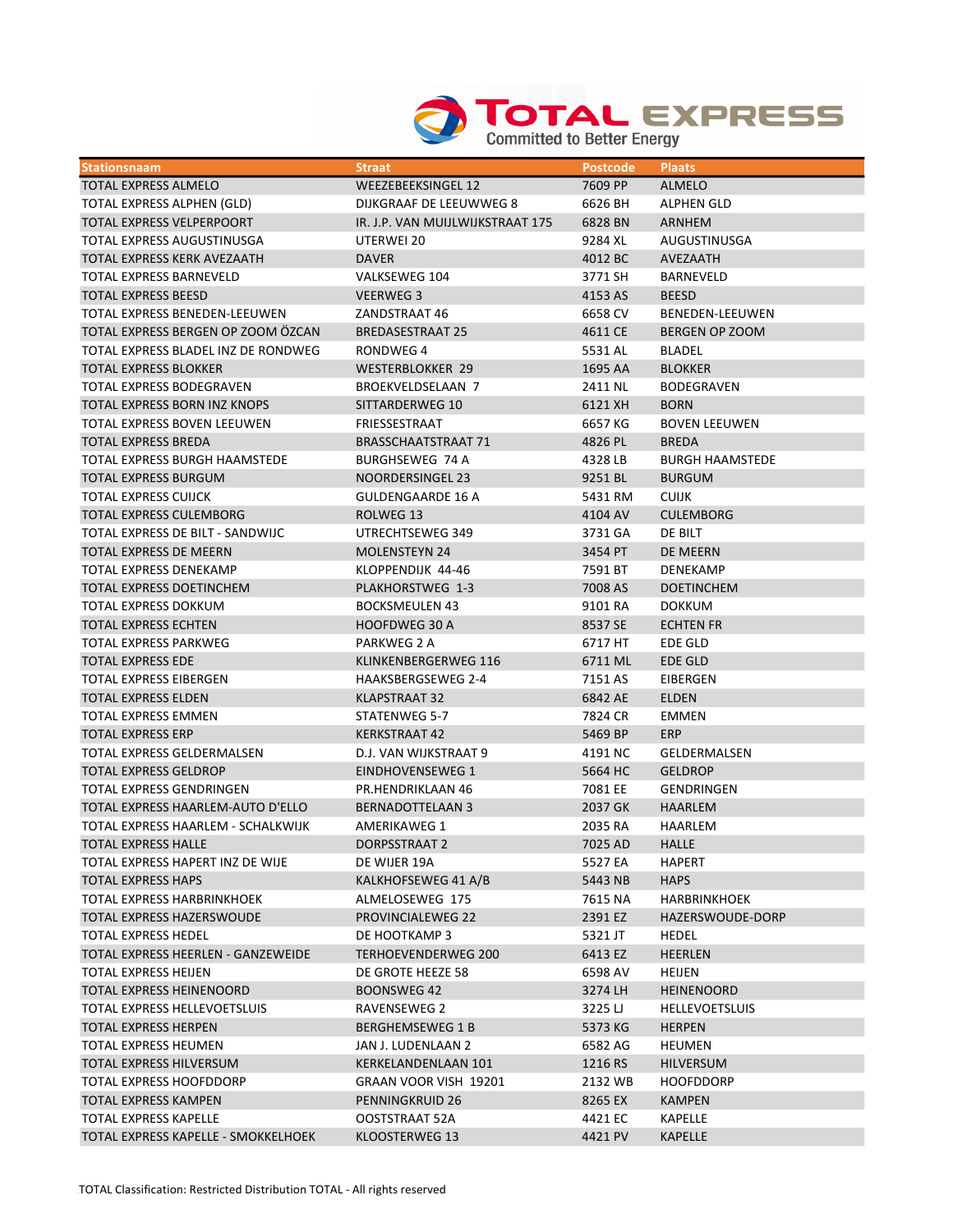# TOTAL EXPRESS

Committed to Better Energy

| Stationsnaam | Straat | Postcode | Plaats |
|---|---|---|---|
| TOTAL EXPRESS ALMELO | WEEZEBEEKSINGEL 12 | 7609 PP | ALMELO |
| TOTAL EXPRESS ALPHEN (GLD) | DIJKGRAAF DE LEEUWWEG 8 | 6626 BH | ALPHEN GLD |
| TOTAL EXPRESS VELPERPOORT | IR. J.P. VAN MUIJLWIJKSTRAAT 175 | 6828 BN | ARNHEM |
| TOTAL EXPRESS AUGUSTINUSGA | UTERWEI 20 | 9284 XL | AUGUSTINUSGA |
| TOTAL EXPRESS KERK AVEZAATH | DAVER | 4012 BC | AVEZAATH |
| TOTAL EXPRESS BARNEVELD | VALKSEWEG 104 | 3771 SH | BARNEVELD |
| TOTAL EXPRESS BEESD | VEERWEG 3 | 4153 AS | BEESD |
| TOTAL EXPRESS BENEDEN-LEEUWEN | ZANDSTRAAT 46 | 6658 CV | BENEDEN-LEEUWEN |
| TOTAL EXPRESS BERGEN OP ZOOM ÖZCAN | BREDASESTRAAT 25 | 4611 CE | BERGEN OP ZOOM |
| TOTAL EXPRESS BLADEL INZ DE RONDWEG | RONDWEG 4 | 5531 AL | BLADEL |
| TOTAL EXPRESS BLOKKER | WESTERBLOKKER 29 | 1695 AA | BLOKKER |
| TOTAL EXPRESS BODEGRAVEN | BROEKVELDSELAAN 7 | 2411 NL | BODEGRAVEN |
| TOTAL EXPRESS BORN INZ KNOPS | SITTARDERWEG 10 | 6121 XH | BORN |
| TOTAL EXPRESS BOVEN LEEUWEN | FRIESSESTRAAT | 6657 KG | BOVEN LEEUWEN |
| TOTAL EXPRESS BREDA | BRASSCHAATSTRAAT 71 | 4826 PL | BREDA |
| TOTAL EXPRESS BURGH HAAMSTEDE | BURGHSEWEG 74 A | 4328 LB | BURGH HAAMSTEDE |
| TOTAL EXPRESS BURGUM | NOORDERSINGEL 23 | 9251 BL | BURGUM |
| TOTAL EXPRESS CUIJCK | GULDENGAARDE 16 A | 5431 RM | CUIJK |
| TOTAL EXPRESS CULEMBORG | ROLWEG 13 | 4104 AV | CULEMBORG |
| TOTAL EXPRESS DE BILT - SANDWIJC | UTRECHTSEWEG 349 | 3731 GA | DE BILT |
| TOTAL EXPRESS DE MEERN | MOLENSTEYN 24 | 3454 PT | DE MEERN |
| TOTAL EXPRESS DENEKAMP | KLOPPENDIJK 44-46 | 7591 BT | DENEKAMP |
| TOTAL EXPRESS DOETINCHEM | PLAKHORSTWEG 1-3 | 7008 AS | DOETINCHEM |
| TOTAL EXPRESS DOKKUM | BOCKSMEULEN 43 | 9101 RA | DOKKUM |
| TOTAL EXPRESS ECHTEN | HOOFDWEG 30 A | 8537 SE | ECHTEN FR |
| TOTAL EXPRESS PARKWEG | PARKWEG 2 A | 6717 HT | EDE GLD |
| TOTAL EXPRESS EDE | KLINKENBERGERWEG 116 | 6711 ML | EDE GLD |
| TOTAL EXPRESS EIBERGEN | HAAKSBERGSEWEG 2-4 | 7151 AS | EIBERGEN |
| TOTAL EXPRESS ELDEN | KLAPSTRAAT 32 | 6842 AE | ELDEN |
| TOTAL EXPRESS EMMEN | STATENWEG 5-7 | 7824 CR | EMMEN |
| TOTAL EXPRESS ERP | KERKSTRAAT 42 | 5469 BP | ERP |
| TOTAL EXPRESS GELDERMALSEN | D.J. VAN WIJKSTRAAT 9 | 4191 NC | GELDERMALSEN |
| TOTAL EXPRESS GELDROP | EINDHOVENSEWEG 1 | 5664 HC | GELDROP |
| TOTAL EXPRESS GENDRINGEN | PR.HENDRIKLAAN 46 | 7081 EE | GENDRINGEN |
| TOTAL EXPRESS HAARLEM-AUTO D'ELLO | BERNADOTTELAAN 3 | 2037 GK | HAARLEM |
| TOTAL EXPRESS HAARLEM - SCHALKWIJK | AMERIKAWEG 1 | 2035 RA | HAARLEM |
| TOTAL EXPRESS HALLE | DORPSSTRAAT 2 | 7025 AD | HALLE |
| TOTAL EXPRESS HAPERT INZ DE WIJE | DE WIJER 19A | 5527 EA | HAPERT |
| TOTAL EXPRESS HAPS | KALKHOFSEWEG 41 A/B | 5443 NB | HAPS |
| TOTAL EXPRESS HARBRINKHOEK | ALMELOSEWEG 175 | 7615 NA | HARBRINKHOEK |
| TOTAL EXPRESS HAZERSWOUDE | PROVINCIALEWEG 22 | 2391 EZ | HAZERSWOUDE-DORP |
| TOTAL EXPRESS HEDEL | DE HOOTKAMP 3 | 5321 JT | HEDEL |
| TOTAL EXPRESS HEERLEN - GANZEWEIDE | TERHOEVENDERWEG 200 | 6413 EZ | HEERLEN |
| TOTAL EXPRESS HEIJEN | DE GROTE HEEZE 58 | 6598 AV | HEIJEN |
| TOTAL EXPRESS HEINENOORD | BOONSWEG 42 | 3274 LH | HEINENOORD |
| TOTAL EXPRESS HELLEVOETSLUIS | RAVENSEWEG 2 | 3225 LJ | HELLEVOETSLUIS |
| TOTAL EXPRESS HERPEN | BERGHEMSEWEG 1 B | 5373 KG | HERPEN |
| TOTAL EXPRESS HEUMEN | JAN J. LUDENLAAN 2 | 6582 AG | HEUMEN |
| TOTAL EXPRESS HILVERSUM | KERKELANDENLAAN 101 | 1216 RS | HILVERSUM |
| TOTAL EXPRESS HOOFDDORP | GRAAN VOOR VISH 19201 | 2132 WB | HOOFDDORP |
| TOTAL EXPRESS KAMPEN | PENNINGKRUID 26 | 8265 EX | KAMPEN |
| TOTAL EXPRESS KAPELLE | OOSTSTRAAT 52A | 4421 EC | KAPELLE |
| TOTAL EXPRESS KAPELLE - SMOKKELHOEK | KLOOSTERWEG 13 | 4421 PV | KAPELLE |

TOTAL Classification: Restricted Distribution TOTAL - All rights reserved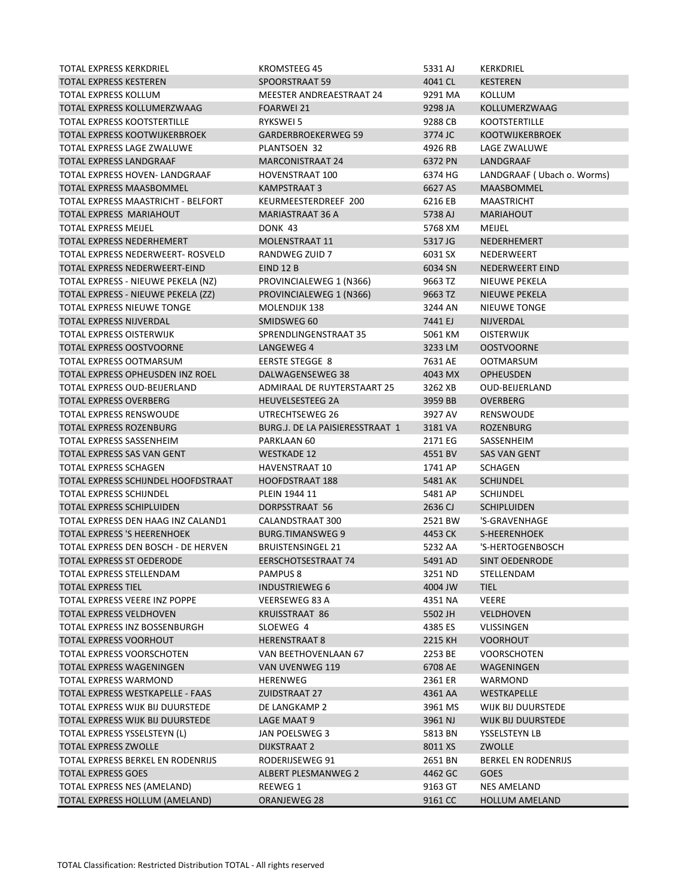| TOTAL EXPRESS KERKDRIEL | KROMSTEEG 45 | 5331 AJ | KERKDRIEL |
|---|---|---|---|
| TOTAL EXPRESS KESTEREN | SPOORSTRAAT 59 | 4041 CL | KESTEREN |
| TOTAL EXPRESS KOLLUM | MEESTER ANDREAESTRAAT 24 | 9291 MA | KOLLUM |
| TOTAL EXPRESS KOLLUMERZWAAG | FOARWEI 21 | 9298 JA | KOLLUMERZWAAG |
| TOTAL EXPRESS KOOTSTERTILLE | RYKSWEI 5 | 9288 CB | KOOTSTERTILLE |
| TOTAL EXPRESS KOOTWIJKERBROEK | GARDERBROEKERWEG 59 | 3774 JC | KOOTWIJKERBROEK |
| TOTAL EXPRESS LAGE ZWALUWE | PLANTSOEN 32 | 4926 RB | LAGE ZWALUWE |
| TOTAL EXPRESS LANDGRAAF | MARCONISTRAAT 24 | 6372 PN | LANDGRAAF |
| TOTAL EXPRESS HOVEN- LANDGRAAF | HOVENSTRAAT 100 | 6374 HG | LANDGRAAF ( Ubach o. Worms) |
| TOTAL EXPRESS MAASBOMMEL | KAMPSTRAAT 3 | 6627 AS | MAASBOMMEL |
| TOTAL EXPRESS MAASTRICHT - BELFORT | KEURMEESTERDREEF 200 | 6216 EB | MAASTRICHT |
| TOTAL EXPRESS MARIAHOUT | MARIASTRAAT 36 A | 5738 AJ | MARIAHOUT |
| TOTAL EXPRESS MEIJEL | DONK 43 | 5768 XM | MEIJEL |
| TOTAL EXPRESS NEDERHEMERT | MOLENSTRAAT 11 | 5317 JG | NEDERHEMERT |
| TOTAL EXPRESS NEDERWEERT- ROSVELD | RANDWEG ZUID 7 | 6031 SX | NEDERWEERT |
| TOTAL EXPRESS NEDERWEERT-EIND | EIND 12 B | 6034 SN | NEDERWEERT EIND |
| TOTAL EXPRESS - NIEUWE PEKELA (NZ) | PROVINCIALEWEG 1 (N366) | 9663 TZ | NIEUWE PEKELA |
| TOTAL EXPRESS - NIEUWE PEKELA (ZZ) | PROVINCIALEWEG 1 (N366) | 9663 TZ | NIEUWE PEKELA |
| TOTAL EXPRESS NIEUWE TONGE | MOLENDIJK 138 | 3244 AN | NIEUWE TONGE |
| TOTAL EXPRESS NIJVERDAL | SMIDSWEG 60 | 7441 EJ | NIJVERDAL |
| TOTAL EXPRESS OISTERWIJK | SPRENDLINGENSTRAAT 35 | 5061 KM | OISTERWIJK |
| TOTAL EXPRESS OOSTVOORNE | LANGEWEG 4 | 3233 LM | OOSTVOORNE |
| TOTAL EXPRESS OOTMARSUM | EERSTE STEGGE 8 | 7631 AE | OOTMARSUM |
| TOTAL EXPRESS OPHEUSDEN INZ ROEL | DALWAGENSEWEG 38 | 4043 MX | OPHEUSDEN |
| TOTAL EXPRESS OUD-BEIJERLAND | ADMIRAAL DE RUYTERSTAART 25 | 3262 XB | OUD-BEIJERLAND |
| TOTAL EXPRESS OVERBERG | HEUVELSESTEEG 2A | 3959 BB | OVERBERG |
| TOTAL EXPRESS RENSWOUDE | UTRECHTSEWEG 26 | 3927 AV | RENSWOUDE |
| TOTAL EXPRESS ROZENBURG | BURG.J. DE LA PAISIERESSTRAAT 1 | 3181 VA | ROZENBURG |
| TOTAL EXPRESS SASSENHEIM | PARKLAAN 60 | 2171 EG | SASSENHEIM |
| TOTAL EXPRESS SAS VAN GENT | WESTKADE 12 | 4551 BV | SAS VAN GENT |
| TOTAL EXPRESS SCHAGEN | HAVENSTRAAT 10 | 1741 AP | SCHAGEN |
| TOTAL EXPRESS SCHIJNDEL HOOFDSTRAAT | HOOFDSTRAAT 188 | 5481 AK | SCHIJNDEL |
| TOTAL EXPRESS SCHIJNDEL | PLEIN 1944 11 | 5481 AP | SCHIJNDEL |
| TOTAL EXPRESS SCHIPLUIDEN | DORPSSTRAAT 56 | 2636 CJ | SCHIPLUIDEN |
| TOTAL EXPRESS DEN HAAG INZ CALAND1 | CALANDSTRAAT 300 | 2521 BW | 'S-GRAVENHAGE |
| TOTAL EXPRESS 'S HEERENHOEK | BURG.TIMANSWEG 9 | 4453 CK | S-HEERENHOEK |
| TOTAL EXPRESS DEN BOSCH - DE HERVEN | BRUISTENSINGEL 21 | 5232 AA | 'S-HERTOGENBOSCH |
| TOTAL EXPRESS ST OEDERODE | EERSCHOTSESTRAAT 74 | 5491 AD | SINT OEDENRODE |
| TOTAL EXPRESS STELLENDAM | PAMPUS 8 | 3251 ND | STELLENDAM |
| TOTAL EXPRESS TIEL | INDUSTRIEWEG 6 | 4004 JW | TIEL |
| TOTAL EXPRESS VEERE INZ POPPE | VEERSEWEG 83 A | 4351 NA | VEERE |
| TOTAL EXPRESS VELDHOVEN | KRUISSTRAAT 86 | 5502 JH | VELDHOVEN |
| TOTAL EXPRESS INZ BOSSENBURGH | SLOEWEG 4 | 4385 ES | VLISSINGEN |
| TOTAL EXPRESS VOORHOUT | HERENSTRAAT 8 | 2215 KH | VOORHOUT |
| TOTAL EXPRESS VOORSCHOTEN | VAN BEETHOVENLAAN 67 | 2253 BE | VOORSCHOTEN |
| TOTAL EXPRESS WAGENINGEN | VAN UVENWEG 119 | 6708 AE | WAGENINGEN |
| TOTAL EXPRESS WARMOND | HERENWEG | 2361 ER | WARMOND |
| TOTAL EXPRESS WESTKAPELLE - FAAS | ZUIDSTRAAT 27 | 4361 AA | WESTKAPELLE |
| TOTAL EXPRESS WIJK BIJ DUURSTEDE | DE LANGKAMP 2 | 3961 MS | WIJK BIJ DUURSTEDE |
| TOTAL EXPRESS WIJK BIJ DUURSTEDE | LAGE MAAT 9 | 3961 NJ | WIJK BIJ DUURSTEDE |
| TOTAL EXPRESS YSSELSTEYN (L) | JAN POELSWEG 3 | 5813 BN | YSSELSTEYN LB |
| TOTAL EXPRESS ZWOLLE | DIJKSTRAAT 2 | 8011 XS | ZWOLLE |
| TOTAL EXPRESS BERKEL EN RODENRIJS | RODERIJSEWEG 91 | 2651 BN | BERKEL EN RODENRIJS |
| TOTAL EXPRESS GOES | ALBERT PLESMANWEG 2 | 4462 GC | GOES |
| TOTAL EXPRESS NES (AMELAND) | REEWEG 1 | 9163 GT | NES AMELAND |
| TOTAL EXPRESS HOLLUM (AMELAND) | ORANJEWEG 28 | 9161 CC | HOLLUM AMELAND |

TOTAL Classification: Restricted Distribution TOTAL - All rights reserved